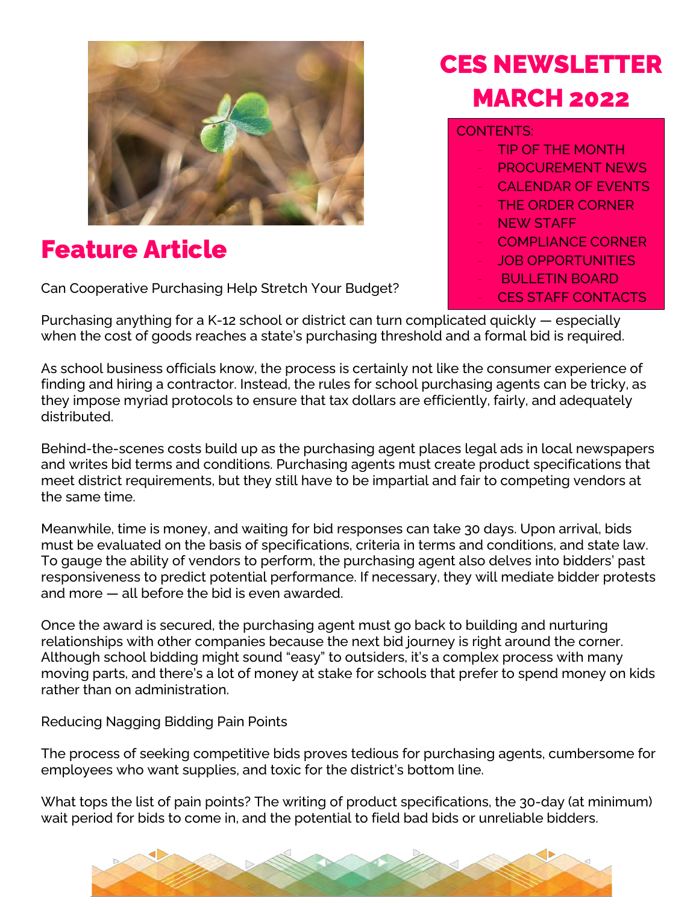# CES NEWSLETTER MARCH 2022

CONTENTS:

- TIP OF THE MONTH
- PROCUREMENT NEWS
- CALENDAR OF EVENTS
- THE ORDER CORNER
- NEW STAFF
- COMPLIANCE CORNER
- JOB OPPORTUNITIES
- BULLETIN BOARD
- CES STAFF CONTACTS

## Feature Article

Can Cooperative Purchasing Help Stretch Your Budget?

Purchasing anything for a K-12 school or district can turn complicated quickly — especially when the cost of goods reaches a state's purchasing threshold and a formal bid is required.

As school business officials know, the process is certainly not like the consumer experience of finding and hiring a contractor. Instead, the rules for school purchasing agents can be tricky, as they impose myriad protocols to ensure that tax dollars are efficiently, fairly, and adequately distributed.

Behind-the-scenes costs build up as the purchasing agent places legal ads in local newspapers and writes bid terms and conditions. Purchasing agents must create product specifications that meet district requirements, but they still have to be impartial and fair to competing vendors at the same time.

Meanwhile, time is money, and waiting for bid responses can take 30 days. Upon arrival, bids must be evaluated on the basis of specifications, criteria in terms and conditions, and state law. To gauge the ability of vendors to perform, the purchasing agent also delves into bidders' past responsiveness to predict potential performance. If necessary, they will mediate bidder protests and more — all before the bid is even awarded.

Once the award is secured, the purchasing agent must go back to building and nurturing relationships with other companies because the next bid journey is right around the corner. Although school bidding might sound "easy" to outsiders, it's a complex process with many moving parts, and there's a lot of money at stake for schools that prefer to spend money on kids rather than on administration.

Reducing Nagging Bidding Pain Points

The process of seeking competitive bids proves tedious for purchasing agents, cumbersome for employees who want supplies, and toxic for the district's bottom line.

What tops the list of pain points? The writing of product specifications, the 30-day (at minimum) wait period for bids to come in, and the potential to field bad bids or unreliable bidders.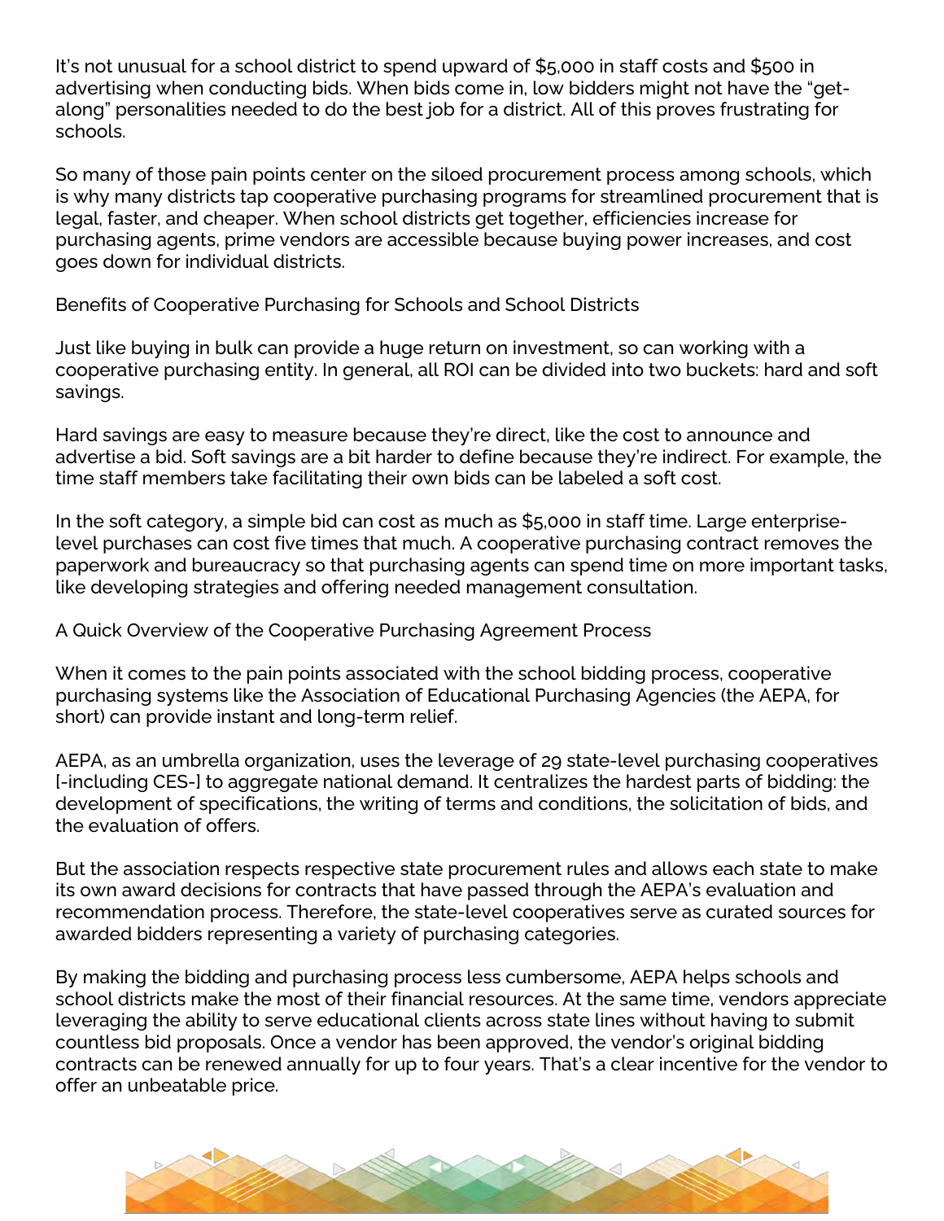It's not unusual for a school district to spend upward of $5,000 in staff costs and $500 in advertising when conducting bids. When bids come in, low bidders might not have the "get-along" personalities needed to do the best job for a district. All of this proves frustrating for schools.

So many of those pain points center on the siloed procurement process among schools, which is why many districts tap cooperative purchasing programs for streamlined procurement that is legal, faster, and cheaper. When school districts get together, efficiencies increase for purchasing agents, prime vendors are accessible because buying power increases, and cost goes down for individual districts.

## Benefits of Cooperative Purchasing for Schools and School Districts

Just like buying in bulk can provide a huge return on investment, so can working with a cooperative purchasing entity. In general, all ROI can be divided into two buckets: hard and soft savings.

Hard savings are easy to measure because they're direct, like the cost to announce and advertise a bid. Soft savings are a bit harder to define because they're indirect. For example, the time staff members take facilitating their own bids can be labeled a soft cost.

In the soft category, a simple bid can cost as much as $5,000 in staff time. Large enterprise-level purchases can cost five times that much. A cooperative purchasing contract removes the paperwork and bureaucracy so that purchasing agents can spend time on more important tasks, like developing strategies and offering needed management consultation.

## A Quick Overview of the Cooperative Purchasing Agreement Process

When it comes to the pain points associated with the school bidding process, cooperative purchasing systems like the Association of Educational Purchasing Agencies (the AEPA, for short) can provide instant and long-term relief.

AEPA, as an umbrella organization, uses the leverage of 29 state-level purchasing cooperatives [-including CES-] to aggregate national demand. It centralizes the hardest parts of bidding: the development of specifications, the writing of terms and conditions, the solicitation of bids, and the evaluation of offers.

But the association respects respective state procurement rules and allows each state to make its own award decisions for contracts that have passed through the AEPA's evaluation and recommendation process. Therefore, the state-level cooperatives serve as curated sources for awarded bidders representing a variety of purchasing categories.

By making the bidding and purchasing process less cumbersome, AEPA helps schools and school districts make the most of their financial resources. At the same time, vendors appreciate leveraging the ability to serve educational clients across state lines without having to submit countless bid proposals. Once a vendor has been approved, the vendor's original bidding contracts can be renewed annually for up to four years. That's a clear incentive for the vendor to offer an unbeatable price.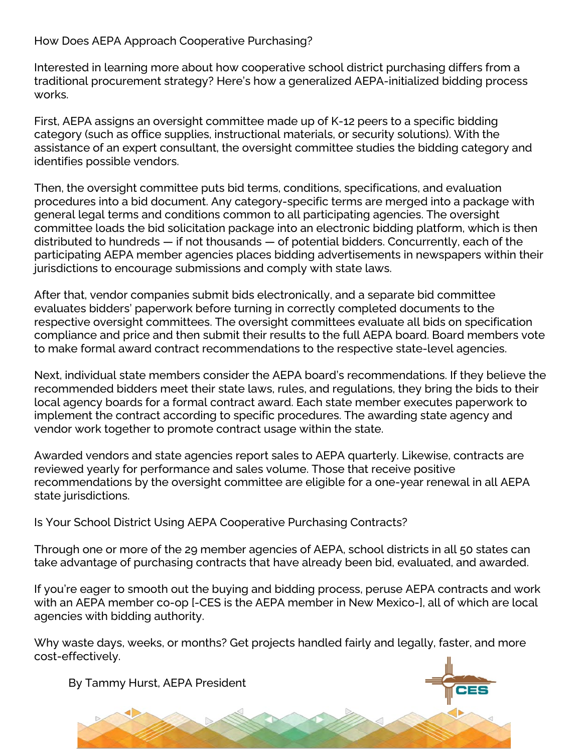## How Does AEPA Approach Cooperative Purchasing?

Interested in learning more about how cooperative school district purchasing differs from a traditional procurement strategy? Here's how a generalized AEPA-initialized bidding process works.

First, AEPA assigns an oversight committee made up of K-12 peers to a specific bidding category (such as office supplies, instructional materials, or security solutions). With the assistance of an expert consultant, the oversight committee studies the bidding category and identifies possible vendors.

Then, the oversight committee puts bid terms, conditions, specifications, and evaluation procedures into a bid document. Any category-specific terms are merged into a package with general legal terms and conditions common to all participating agencies. The oversight committee loads the bid solicitation package into an electronic bidding platform, which is then distributed to hundreds — if not thousands — of potential bidders. Concurrently, each of the participating AEPA member agencies places bidding advertisements in newspapers within their jurisdictions to encourage submissions and comply with state laws.

After that, vendor companies submit bids electronically, and a separate bid committee evaluates bidders' paperwork before turning in correctly completed documents to the respective oversight committees. The oversight committees evaluate all bids on specification compliance and price and then submit their results to the full AEPA board. Board members vote to make formal award contract recommendations to the respective state-level agencies.

Next, individual state members consider the AEPA board's recommendations. If they believe the recommended bidders meet their state laws, rules, and regulations, they bring the bids to their local agency boards for a formal contract award. Each state member executes paperwork to implement the contract according to specific procedures. The awarding state agency and vendor work together to promote contract usage within the state.

Awarded vendors and state agencies report sales to AEPA quarterly. Likewise, contracts are reviewed yearly for performance and sales volume. Those that receive positive recommendations by the oversight committee are eligible for a one-year renewal in all AEPA state jurisdictions.

## Is Your School District Using AEPA Cooperative Purchasing Contracts?

Through one or more of the 29 member agencies of AEPA, school districts in all 50 states can take advantage of purchasing contracts that have already been bid, evaluated, and awarded.

If you're eager to smooth out the buying and bidding process, peruse AEPA contracts and work with an AEPA member co-op [-CES is the AEPA member in New Mexico-], all of which are local agencies with bidding authority.

Why waste days, weeks, or months? Get projects handled fairly and legally, faster, and more cost-effectively.

By Tammy Hurst, AEPA President

CES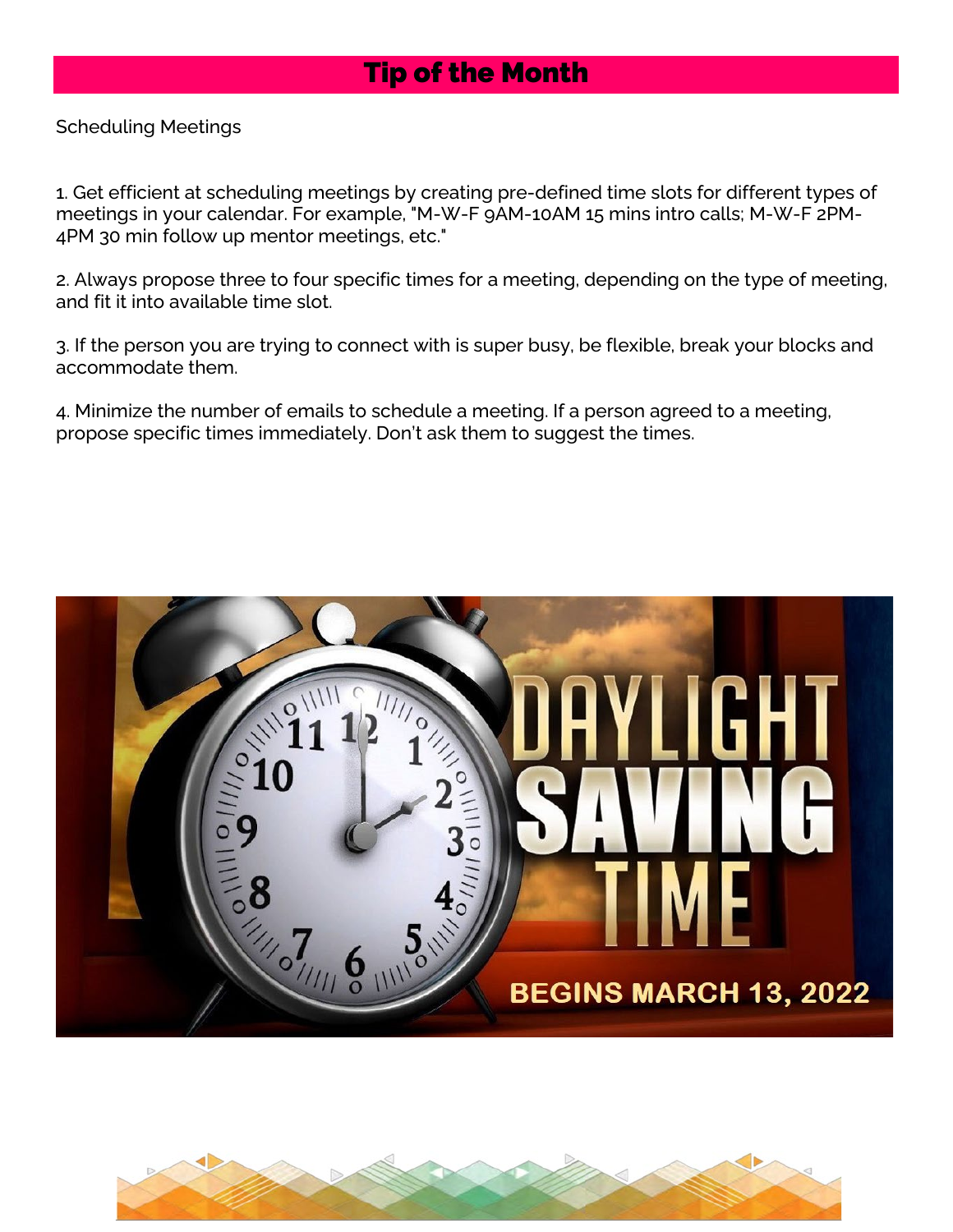## Tip of the Month

Scheduling Meetings

1. Get efficient at scheduling meetings by creating pre-defined time slots for different types of meetings in your calendar. For example, "M-W-F 9AM-10AM 15 mins intro calls; M-W-F 2PM-4PM 30 min follow up mentor meetings, etc."

2. Always propose three to four specific times for a meeting, depending on the type of meeting, and fit it into available time slot.

3. If the person you are trying to connect with is super busy, be flexible, break your blocks and accommodate them.

4. Minimize the number of emails to schedule a meeting. If a person agreed to a meeting, propose specific times immediately. Don't ask them to suggest the times.

DAYLIGHT SAVING TIME

BEGINS MARCH 13, 2022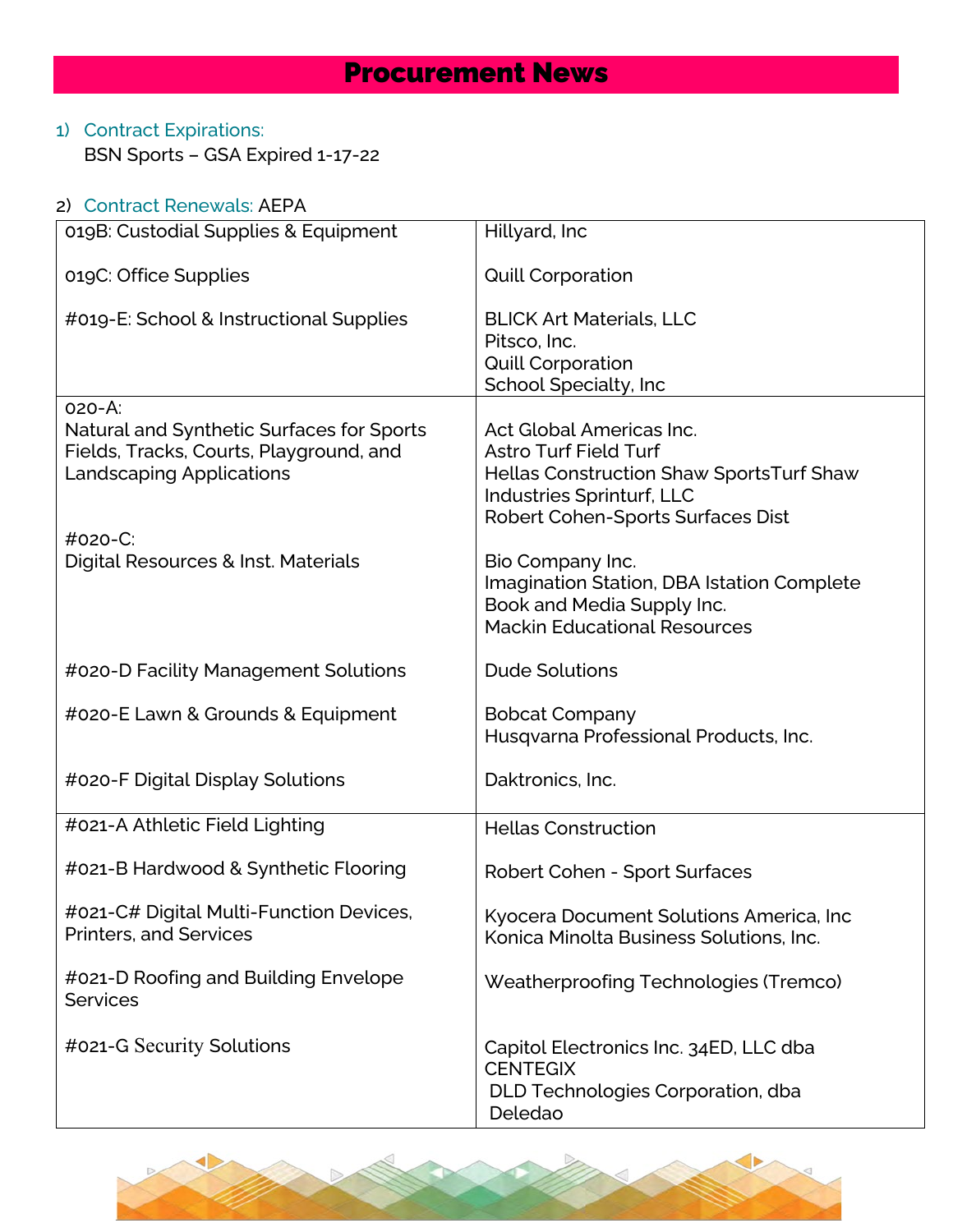# Procurement News

1) Contract Expirations:
   BSN Sports – GSA Expired 1-17-22

2) Contract Renewals: AEPA

| Contract | Vendor(s) |
|---|---|
| 019B: Custodial Supplies & Equipment | Hillyard, Inc |
| 019C: Office Supplies | Quill Corporation |
| #019-E: School & Instructional Supplies | BLICK Art Materials, LLC<br>Pitsco, Inc.<br>Quill Corporation<br>School Specialty, Inc |
| 020-A:<br>Natural and Synthetic Surfaces for Sports Fields, Tracks, Courts, Playground, and Landscaping Applications | Act Global Americas Inc.<br>Astro Turf Field Turf<br>Hellas Construction Shaw SportsTurf Shaw Industries Sprinturf, LLC<br>Robert Cohen-Sports Surfaces Dist |
| #020-C:<br>Digital Resources & Inst. Materials | Bio Company Inc.<br>Imagination Station, DBA Istation Complete Book and Media Supply Inc.<br>Mackin Educational Resources |
| #020-D Facility Management Solutions | Dude Solutions |
| #020-E Lawn & Grounds & Equipment | Bobcat Company<br>Husqvarna Professional Products, Inc. |
| #020-F Digital Display Solutions | Daktronics, Inc. |
| #021-A Athletic Field Lighting | Hellas Construction |
| #021-B Hardwood & Synthetic Flooring | Robert Cohen - Sport Surfaces |
| #021-C# Digital Multi-Function Devices, Printers, and Services | Kyocera Document Solutions America, Inc<br>Konica Minolta Business Solutions, Inc. |
| #021-D Roofing and Building Envelope Services | Weatherproofing Technologies (Tremco) |
| #021-G Security Solutions | Capitol Electronics Inc. 34ED, LLC dba CENTEGIX<br>DLD Technologies Corporation, dba Deledao |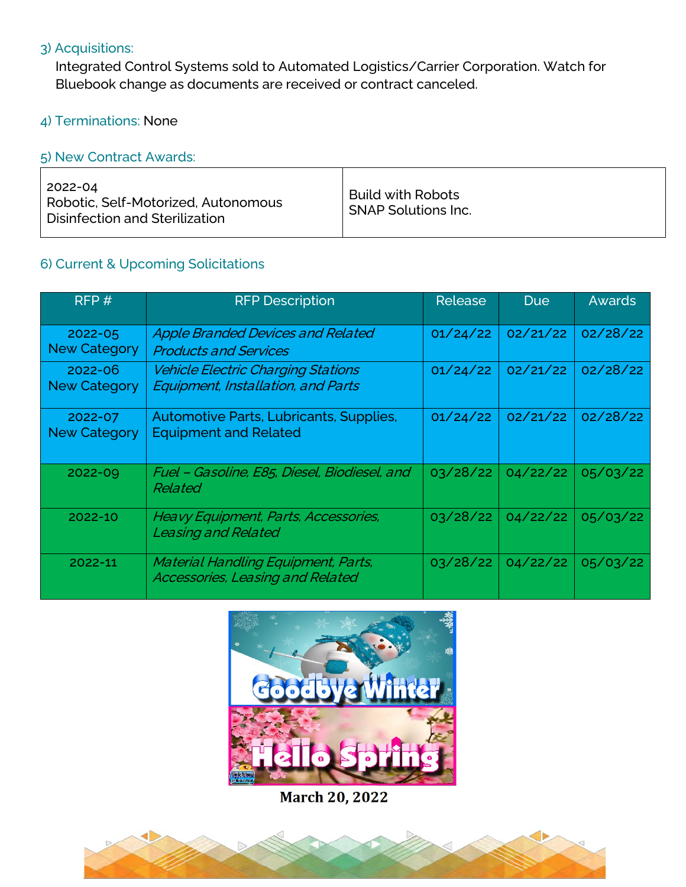### 3) Acquisitions:

Integrated Control Systems sold to Automated Logistics/Carrier Corporation. Watch for Bluebook change as documents are received or contract canceled.

### 4) Terminations: None

### 5) New Contract Awards:

| 2022-04<br>Robotic, Self-Motorized, Autonomous Disinfection and Sterilization | Build with Robots<br>SNAP Solutions Inc. |
|---|---|

### 6) Current & Upcoming Solicitations

| RFP # | RFP Description | Release | Due | Awards |
|---|---|---|---|---|
| 2022-05<br>New Category | *Apple Branded Devices and Related Products and Services* | 01/24/22 | 02/21/22 | 02/28/22 |
| 2022-06<br>New Category | *Vehicle Electric Charging Stations Equipment, Installation, and Parts* | 01/24/22 | 02/21/22 | 02/28/22 |
| 2022-07<br>New Category | Automotive Parts, Lubricants, Supplies, Equipment and Related | 01/24/22 | 02/21/22 | 02/28/22 |
| 2022-09 | *Fuel – Gasoline, E85, Diesel, Biodiesel, and Related* | 03/28/22 | 04/22/22 | 05/03/22 |
| 2022-10 | *Heavy Equipment, Parts, Accessories, Leasing and Related* | 03/28/22 | 04/22/22 | 05/03/22 |
| 2022-11 | *Material Handling Equipment, Parts, Accessories, Leasing and Related* | 03/28/22 | 04/22/22 | 05/03/22 |

Goodbye Winter

Hello Spring

**March 20, 2022**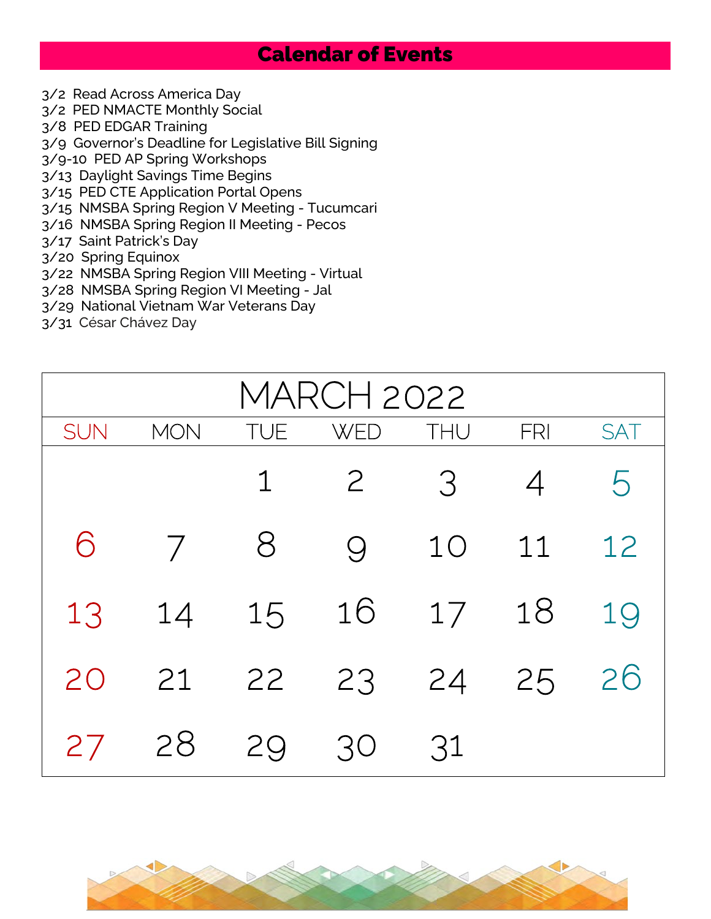## Calendar of Events

3/2 Read Across America Day
3/2 PED NMACTE Monthly Social
3/8 PED EDGAR Training
3/9 Governor's Deadline for Legislative Bill Signing
3/9-10 PED AP Spring Workshops
3/13 Daylight Savings Time Begins
3/15 PED CTE Application Portal Opens
3/15 NMSBA Spring Region V Meeting - Tucumcari
3/16 NMSBA Spring Region II Meeting - Pecos
3/17 Saint Patrick's Day
3/20 Spring Equinox
3/22 NMSBA Spring Region VIII Meeting - Virtual
3/28 NMSBA Spring Region VI Meeting - Jal
3/29 National Vietnam War Veterans Day
3/31 César Chávez Day

| MARCH 2022 | | | | | | |
|---|---|---|---|---|---|---|
| SUN | MON | TUE | WED | THU | FRI | SAT |
| | | 1 | 2 | 3 | 4 | 5 |
| 6 | 7 | 8 | 9 | 10 | 11 | 12 |
| 13 | 14 | 15 | 16 | 17 | 18 | 19 |
| 20 | 21 | 22 | 23 | 24 | 25 | 26 |
| 27 | 28 | 29 | 30 | 31 | | |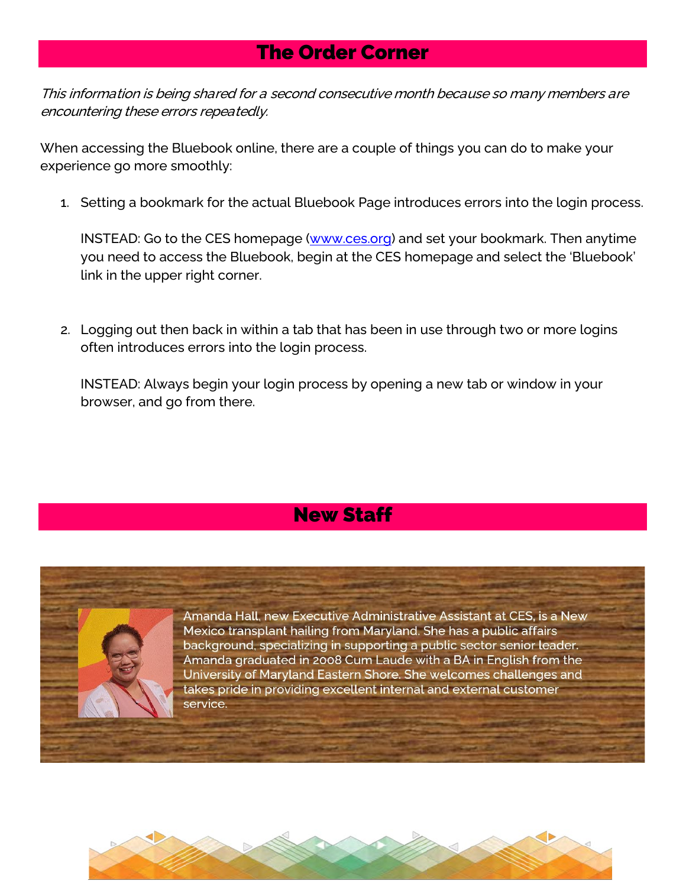## The Order Corner

*This information is being shared for a second consecutive month because so many members are encountering these errors repeatedly.*

When accessing the Bluebook online, there are a couple of things you can do to make your experience go more smoothly:

1. Setting a bookmark for the actual Bluebook Page introduces errors into the login process.

   INSTEAD: Go to the CES homepage (www.ces.org) and set your bookmark. Then anytime you need to access the Bluebook, begin at the CES homepage and select the 'Bluebook' link in the upper right corner.

2. Logging out then back in within a tab that has been in use through two or more logins often introduces errors into the login process.

   INSTEAD: Always begin your login process by opening a new tab or window in your browser, and go from there.

## New Staff

Amanda Hall, new Executive Administrative Assistant at CES, is a New Mexico transplant hailing from Maryland. She has a public affairs background, specializing in supporting a public sector senior leader. Amanda graduated in 2008 Cum Laude with a BA in English from the University of Maryland Eastern Shore. She welcomes challenges and takes pride in providing excellent internal and external customer service.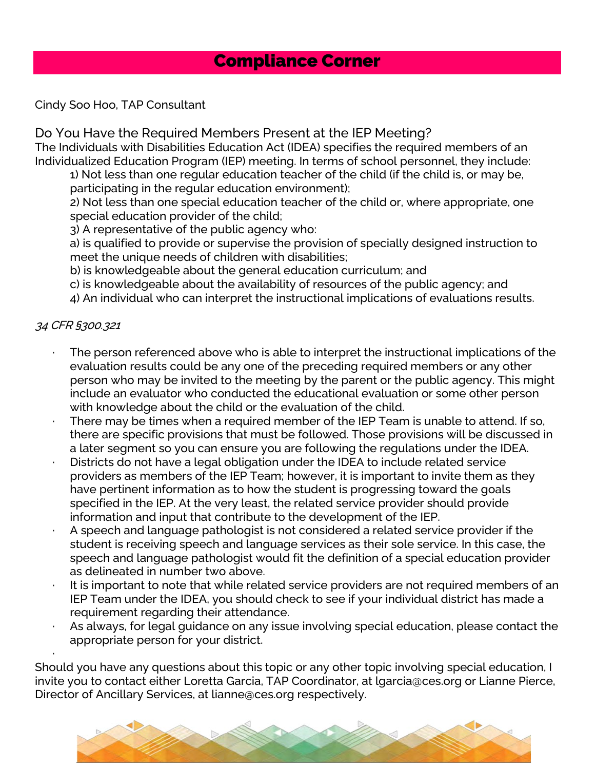# Compliance Corner

Cindy Soo Hoo, TAP Consultant

## Do You Have the Required Members Present at the IEP Meeting?

The Individuals with Disabilities Education Act (IDEA) specifies the required members of an Individualized Education Program (IEP) meeting. In terms of school personnel, they include:

1) Not less than one regular education teacher of the child (if the child is, or may be, participating in the regular education environment);
2) Not less than one special education teacher of the child or, where appropriate, one special education provider of the child;
3) A representative of the public agency who:
a) is qualified to provide or supervise the provision of specially designed instruction to meet the unique needs of children with disabilities;
b) is knowledgeable about the general education curriculum; and
c) is knowledgeable about the availability of resources of the public agency; and
4) An individual who can interpret the instructional implications of evaluations results.

*34 CFR §300.321*

- The person referenced above who is able to interpret the instructional implications of the evaluation results could be any one of the preceding required members or any other person who may be invited to the meeting by the parent or the public agency. This might include an evaluator who conducted the educational evaluation or some other person with knowledge about the child or the evaluation of the child.
- There may be times when a required member of the IEP Team is unable to attend. If so, there are specific provisions that must be followed. Those provisions will be discussed in a later segment so you can ensure you are following the regulations under the IDEA.
- Districts do not have a legal obligation under the IDEA to include related service providers as members of the IEP Team; however, it is important to invite them as they have pertinent information as to how the student is progressing toward the goals specified in the IEP. At the very least, the related service provider should provide information and input that contribute to the development of the IEP.
- A speech and language pathologist is not considered a related service provider if the student is receiving speech and language services as their sole service. In this case, the speech and language pathologist would fit the definition of a special education provider as delineated in number two above.
- It is important to note that while related service providers are not required members of an IEP Team under the IDEA, you should check to see if your individual district has made a requirement regarding their attendance.
- As always, for legal guidance on any issue involving special education, please contact the appropriate person for your district.

Should you have any questions about this topic or any other topic involving special education, I invite you to contact either Loretta Garcia, TAP Coordinator, at lgarcia@ces.org or Lianne Pierce, Director of Ancillary Services, at lianne@ces.org respectively.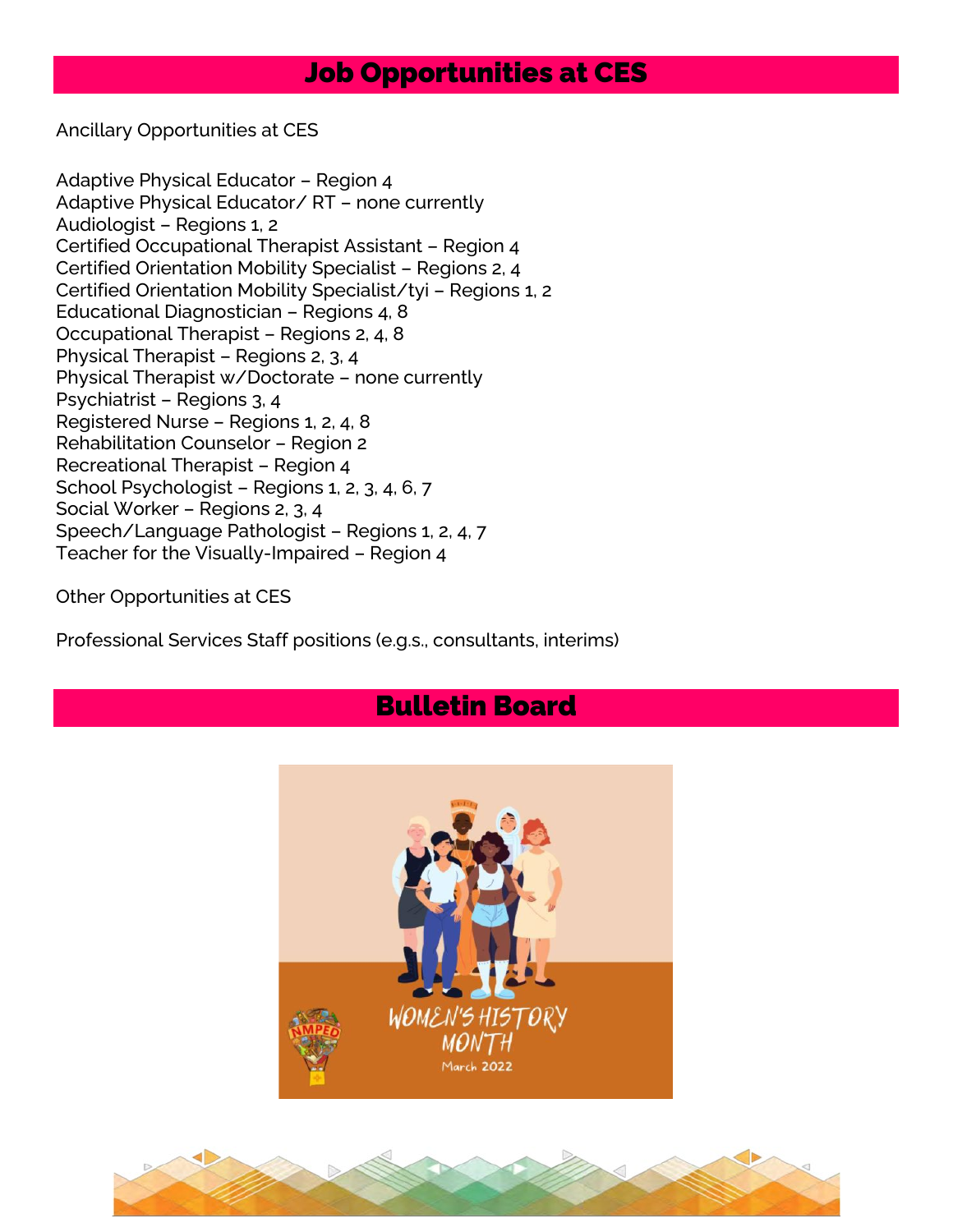## Job Opportunities at CES

Ancillary Opportunities at CES

Adaptive Physical Educator – Region 4
Adaptive Physical Educator/ RT – none currently
Audiologist – Regions 1, 2
Certified Occupational Therapist Assistant – Region 4
Certified Orientation Mobility Specialist – Regions 2, 4
Certified Orientation Mobility Specialist/tyi – Regions 1, 2
Educational Diagnostician – Regions 4, 8
Occupational Therapist – Regions 2, 4, 8
Physical Therapist – Regions 2, 3, 4
Physical Therapist w/Doctorate – none currently
Psychiatrist – Regions 3, 4
Registered Nurse – Regions 1, 2, 4, 8
Rehabilitation Counselor – Region 2
Recreational Therapist – Region 4
School Psychologist – Regions 1, 2, 3, 4, 6, 7
Social Worker – Regions 2, 3, 4
Speech/Language Pathologist – Regions 1, 2, 4, 7
Teacher for the Visually-Impaired – Region 4

Other Opportunities at CES

Professional Services Staff positions (e.g.s., consultants, interims)

## Bulletin Board

WOMEN'S HISTORY MONTH
March 2022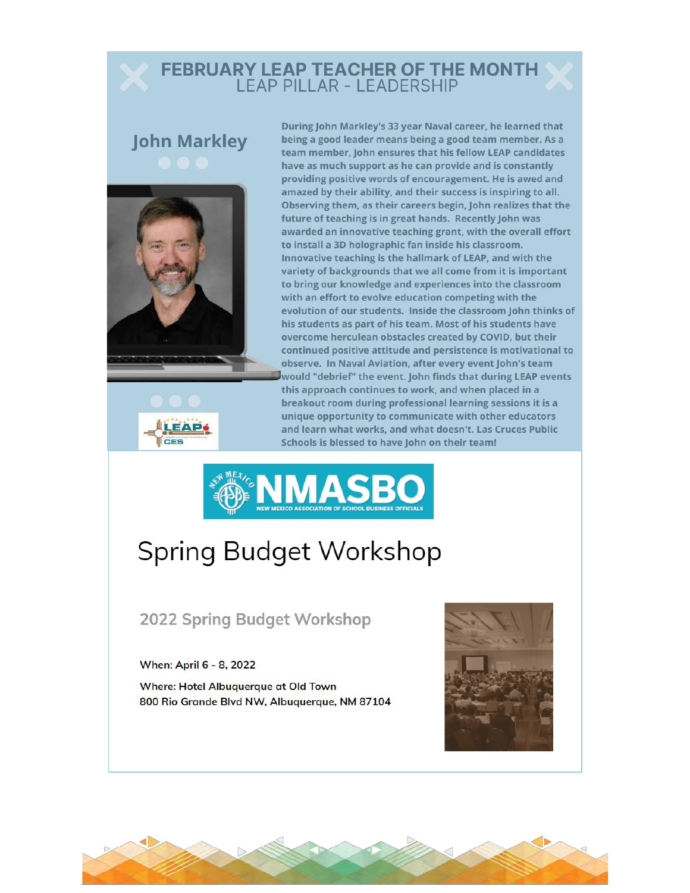# FEBRUARY LEAP TEACHER OF THE MONTH

## LEAP PILLAR - LEADERSHIP

### John Markley

During John Markley's 33 year Naval career, he learned that being a good leader means being a good team member. As a team member, John ensures that his fellow LEAP candidates have as much support as he can provide and is constantly providing positive words of encouragement. He is awed and amazed by their ability, and their success is inspiring to all. Observing them, as their careers begin, John realizes that the future of teaching is in great hands. Recently John was awarded an innovative teaching grant, with the overall effort to install a 3D holographic fan inside his classroom. Innovative teaching is the hallmark of LEAP, and with the variety of backgrounds that we all come from it is important to bring our knowledge and experiences into the classroom with an effort to evolve education competing with the evolution of our students. Inside the classroom John thinks of his students as part of his team. Most of his students have overcome herculean obstacles created by COVID, but their continued positive attitude and persistence is motivational to observe. In Naval Aviation, after every event John's team would "debrief" the event. John finds that during LEAP events this approach continues to work, and when placed in a breakout room during professional learning sessions it is a unique opportunity to communicate with other educators and learn what works, and what doesn't. Las Cruces Public Schools is blessed to have John on their team!

NMASBO
NEW MEXICO ASSOCIATION OF SCHOOL BUSINESS OFFICIALS

# Spring Budget Workshop

## 2022 Spring Budget Workshop

When: April 6 - 8, 2022

Where: Hotel Albuquerque at Old Town
800 Rio Grande Blvd NW, Albuquerque, NM 87104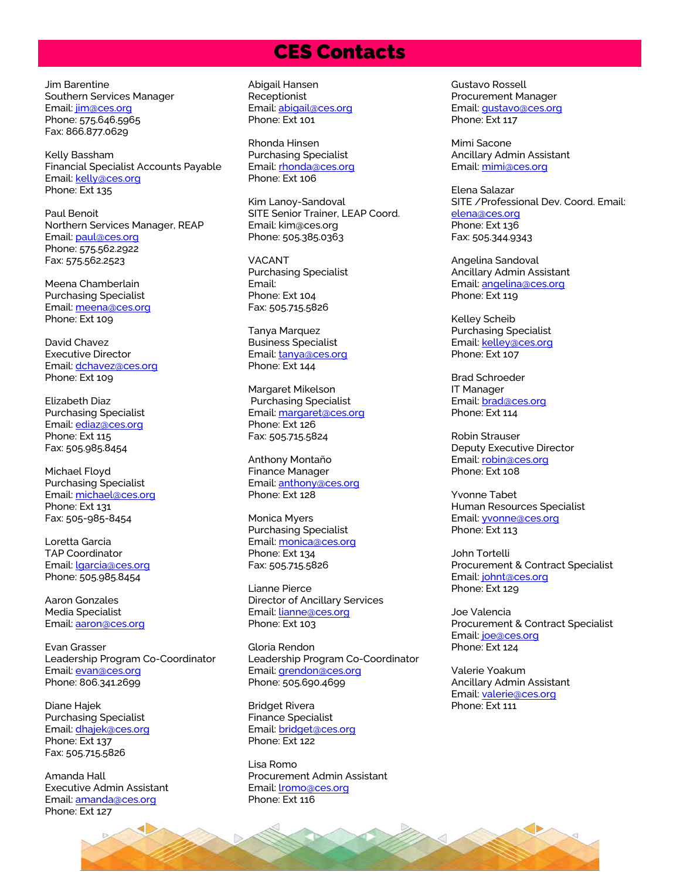# CES Contacts

Jim Barentine
Southern Services Manager
Email: jim@ces.org
Phone: 575.646.5965
Fax: 866.877.0629

Kelly Bassham
Financial Specialist Accounts Payable
Email: kelly@ces.org
Phone: Ext 135

Paul Benoit
Northern Services Manager, REAP
Email: paul@ces.org
Phone: 575.562.2922
Fax: 575.562.2523

Meena Chamberlain
Purchasing Specialist
Email: meena@ces.org
Phone: Ext 109

David Chavez
Executive Director
Email: dchavez@ces.org
Phone: Ext 109

Elizabeth Diaz
Purchasing Specialist
Email: ediaz@ces.org
Phone: Ext 115
Fax: 505.985.8454

Michael Floyd
Purchasing Specialist
Email: michael@ces.org
Phone: Ext 131
Fax: 505-985-8454

Loretta Garcia
TAP Coordinator
Email: lgarcia@ces.org
Phone: 505.985.8454

Aaron Gonzales
Media Specialist
Email: aaron@ces.org

Evan Grasser
Leadership Program Co-Coordinator
Email: evan@ces.org
Phone: 806.341.2699

Diane Hajek
Purchasing Specialist
Email: dhajek@ces.org
Phone: Ext 137
Fax: 505.715.5826

Amanda Hall
Executive Admin Assistant
Email: amanda@ces.org
Phone: Ext 127

Abigail Hansen
Receptionist
Email: abigail@ces.org
Phone: Ext 101

Rhonda Hinsen
Purchasing Specialist
Email: rhonda@ces.org
Phone: Ext 106

Kim Lanoy-Sandoval
SITE Senior Trainer, LEAP Coord.
Email: kim@ces.org
Phone: 505.385.0363

VACANT
Purchasing Specialist
Email:
Phone: Ext 104
Fax: 505.715.5826

Tanya Marquez
Business Specialist
Email: tanya@ces.org
Phone: Ext 144

Margaret Mikelson
Purchasing Specialist
Email: margaret@ces.org
Phone: Ext 126
Fax: 505.715.5824

Anthony Montaño
Finance Manager
Email: anthony@ces.org
Phone: Ext 128

Monica Myers
Purchasing Specialist
Email: monica@ces.org
Phone: Ext 134
Fax: 505.715.5826

Lianne Pierce
Director of Ancillary Services
Email: lianne@ces.org
Phone: Ext 103

Gloria Rendon
Leadership Program Co-Coordinator
Email: grendon@ces.org
Phone: 505.690.4699

Bridget Rivera
Finance Specialist
Email: bridget@ces.org
Phone: Ext 122

Lisa Romo
Procurement Admin Assistant
Email: lromo@ces.org
Phone: Ext 116

Gustavo Rossell
Procurement Manager
Email: gustavo@ces.org
Phone: Ext 117

Mimi Sacone
Ancillary Admin Assistant
Email: mimi@ces.org

Elena Salazar
SITE /Professional Dev. Coord. Email: elena@ces.org
Phone: Ext 136
Fax: 505.344.9343

Angelina Sandoval
Ancillary Admin Assistant
Email: angelina@ces.org
Phone: Ext 119

Kelley Scheib
Purchasing Specialist
Email: kelley@ces.org
Phone: Ext 107

Brad Schroeder
IT Manager
Email: brad@ces.org
Phone: Ext 114

Robin Strauser
Deputy Executive Director
Email: robin@ces.org
Phone: Ext 108

Yvonne Tabet
Human Resources Specialist
Email: yvonne@ces.org
Phone: Ext 113

John Tortelli
Procurement & Contract Specialist
Email: johnt@ces.org
Phone: Ext 129

Joe Valencia
Procurement & Contract Specialist
Email: joe@ces.org
Phone: Ext 124

Valerie Yoakum
Ancillary Admin Assistant
Email: valerie@ces.org
Phone: Ext 111